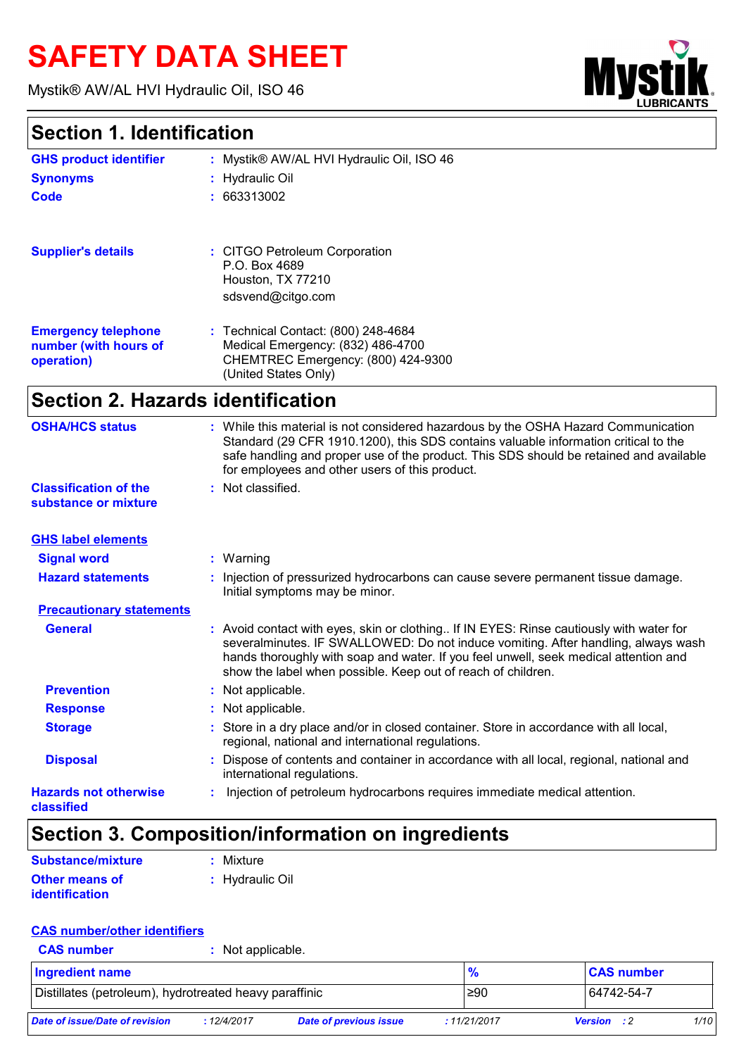# SAFETY DATA SHEET

Mystik® AW/AL HVI Hydraulic Oil, ISO 46

## Section 1. Identification

**GHS product identifier** : Mystik® AW/AL HVI Hydraulic Oil, ISO 46

**Synonyms** : Hydraulic Oil

**Code** : 663313002

**Supplier's details** : CITGO Petroleum Corporation
P.O. Box 4689
Houston, TX 77210
sdsvend@citgo.com

**Emergency telephone number (with hours of operation)** : Technical Contact: (800) 248-4684
Medical Emergency: (832) 486-4700
CHEMTREC Emergency: (800) 424-9300
(United States Only)

## Section 2. Hazards identification

**OSHA/HCS status** : While this material is not considered hazardous by the OSHA Hazard Communication Standard (29 CFR 1910.1200), this SDS contains valuable information critical to the safe handling and proper use of the product. This SDS should be retained and available for employees and other users of this product.

**Classification of the substance or mixture** : Not classified.

**GHS label elements**

**Signal word** : Warning

**Hazard statements** : Injection of pressurized hydrocarbons can cause severe permanent tissue damage. Initial symptoms may be minor.

**Precautionary statements**

**General** : Avoid contact with eyes, skin or clothing.. If IN EYES: Rinse cautiously with water for severalminutes. IF SWALLOWED: Do not induce vomiting. After handling, always wash hands thoroughly with soap and water. If you feel unwell, seek medical attention and show the label when possible. Keep out of reach of children.

**Prevention** : Not applicable.

**Response** : Not applicable.

**Storage** : Store in a dry place and/or in closed container. Store in accordance with all local, regional, national and international regulations.

**Disposal** : Dispose of contents and container in accordance with all local, regional, national and international regulations.

**Hazards not otherwise classified** : Injection of petroleum hydrocarbons requires immediate medical attention.

## Section 3. Composition/information on ingredients

**Substance/mixture** : Mixture

**Other means of identification** : Hydraulic Oil

**CAS number/other identifiers**

**CAS number** : Not applicable.

| Ingredient name | % | CAS number |
|---|---|---|
| Distillates (petroleum), hydrotreated heavy paraffinic | ≥90 | 64742-54-7 |

*Date of issue/Date of revision* : 12/4/2017 *Date of previous issue* : 11/21/2017 *Version* : 2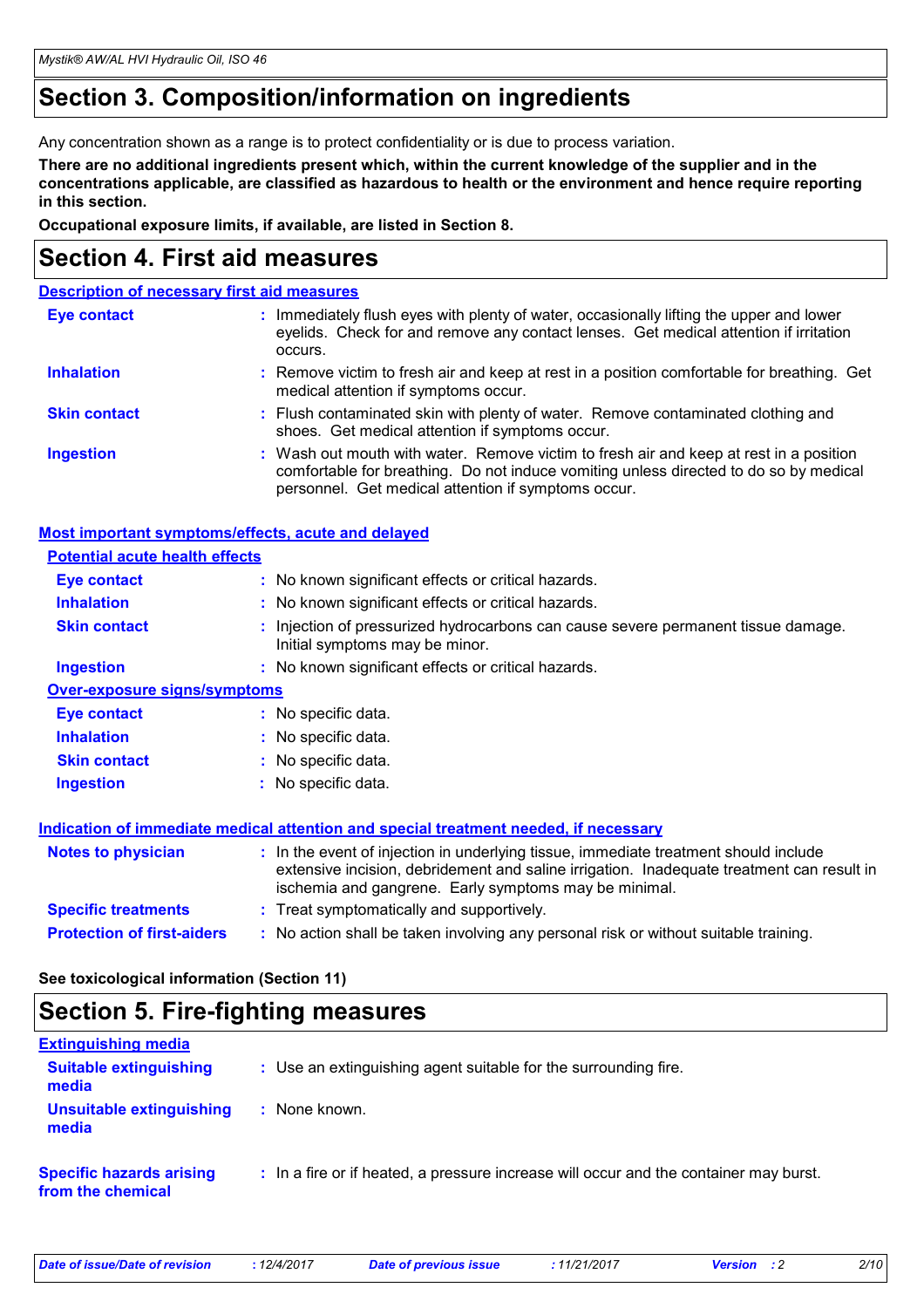# Section 3. Composition/information on ingredients

Any concentration shown as a range is to protect confidentiality or is due to process variation.

**There are no additional ingredients present which, within the current knowledge of the supplier and in the concentrations applicable, are classified as hazardous to health or the environment and hence require reporting in this section.**

**Occupational exposure limits, if available, are listed in Section 8.**

# Section 4. First aid measures

## Description of necessary first aid measures

**Eye contact** : Immediately flush eyes with plenty of water, occasionally lifting the upper and lower eyelids. Check for and remove any contact lenses. Get medical attention if irritation occurs.

**Inhalation** : Remove victim to fresh air and keep at rest in a position comfortable for breathing. Get medical attention if symptoms occur.

**Skin contact** : Flush contaminated skin with plenty of water. Remove contaminated clothing and shoes. Get medical attention if symptoms occur.

**Ingestion** : Wash out mouth with water. Remove victim to fresh air and keep at rest in a position comfortable for breathing. Do not induce vomiting unless directed to do so by medical personnel. Get medical attention if symptoms occur.

## Most important symptoms/effects, acute and delayed

### Potential acute health effects

**Eye contact** : No known significant effects or critical hazards.

**Inhalation** : No known significant effects or critical hazards.

**Skin contact** : Injection of pressurized hydrocarbons can cause severe permanent tissue damage. Initial symptoms may be minor.

**Ingestion** : No known significant effects or critical hazards.

### Over-exposure signs/symptoms

**Eye contact** : No specific data.

**Inhalation** : No specific data.

**Skin contact** : No specific data.

**Ingestion** : No specific data.

## Indication of immediate medical attention and special treatment needed, if necessary

**Notes to physician** : In the event of injection in underlying tissue, immediate treatment should include extensive incision, debridement and saline irrigation. Inadequate treatment can result in ischemia and gangrene. Early symptoms may be minimal.

**Specific treatments** : Treat symptomatically and supportively.

**Protection of first-aiders** : No action shall be taken involving any personal risk or without suitable training.

**See toxicological information (Section 11)**

# Section 5. Fire-fighting measures

## Extinguishing media

**Suitable extinguishing media** : Use an extinguishing agent suitable for the surrounding fire.

**Unsuitable extinguishing media** : None known.

**Specific hazards arising from the chemical** : In a fire or if heated, a pressure increase will occur and the container may burst.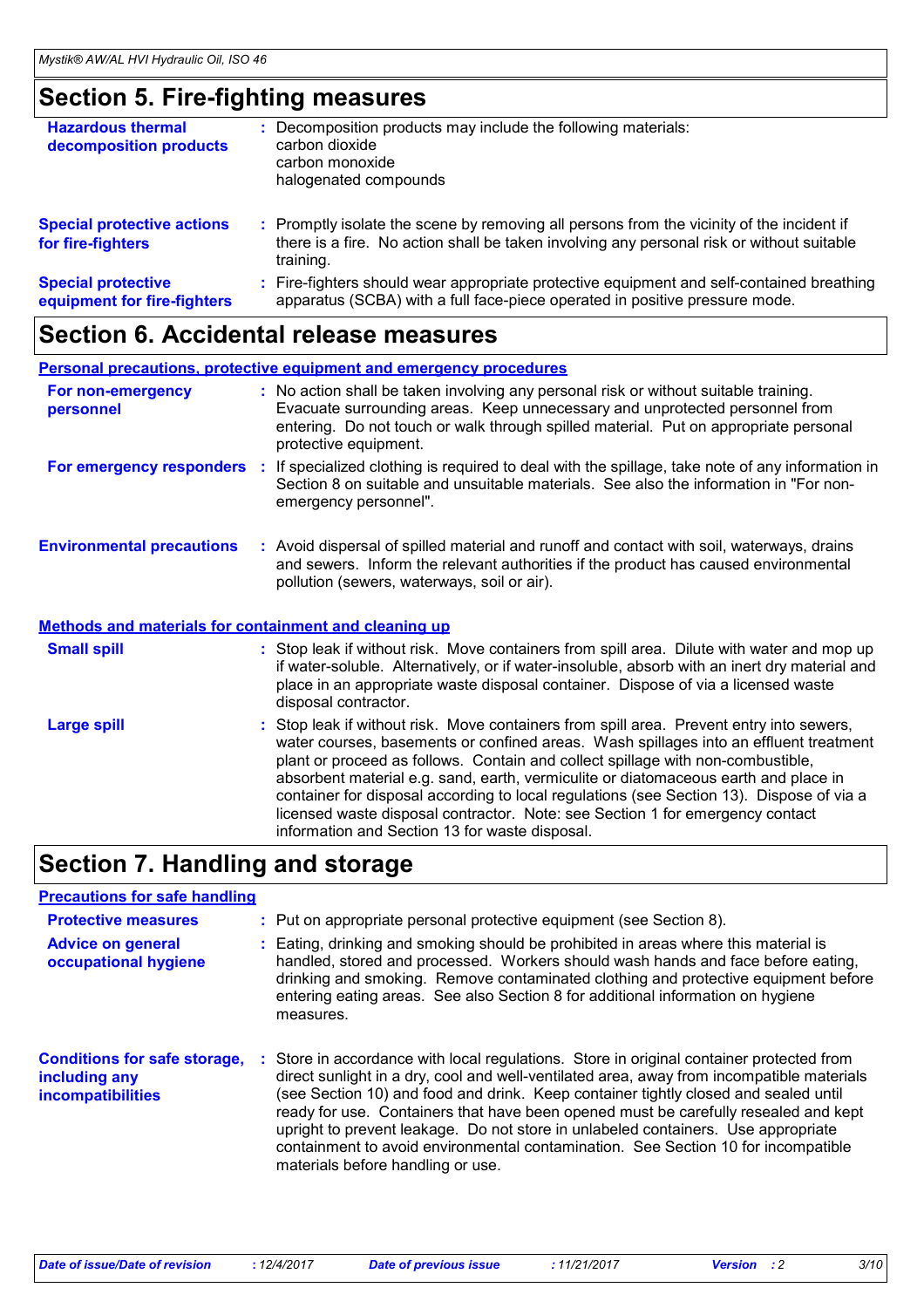## Section 5. Fire-fighting measures

| | |
|---|---|
| **Hazardous thermal decomposition products** | : Decomposition products may include the following materials: carbon dioxide<br>carbon monoxide<br>halogenated compounds |
| **Special protective actions for fire-fighters** | : Promptly isolate the scene by removing all persons from the vicinity of the incident if there is a fire. No action shall be taken involving any personal risk or without suitable training. |
| **Special protective equipment for fire-fighters** | : Fire-fighters should wear appropriate protective equipment and self-contained breathing apparatus (SCBA) with a full face-piece operated in positive pressure mode. |

## Section 6. Accidental release measures

### Personal precautions, protective equipment and emergency procedures

| | |
|---|---|
| **For non-emergency personnel** | : No action shall be taken involving any personal risk or without suitable training. Evacuate surrounding areas. Keep unnecessary and unprotected personnel from entering. Do not touch or walk through spilled material. Put on appropriate personal protective equipment. |
| **For emergency responders** | : If specialized clothing is required to deal with the spillage, take note of any information in Section 8 on suitable and unsuitable materials. See also the information in "For non-emergency personnel". |
| **Environmental precautions** | : Avoid dispersal of spilled material and runoff and contact with soil, waterways, drains and sewers. Inform the relevant authorities if the product has caused environmental pollution (sewers, waterways, soil or air). |

### Methods and materials for containment and cleaning up

| | |
|---|---|
| **Small spill** | : Stop leak if without risk. Move containers from spill area. Dilute with water and mop up if water-soluble. Alternatively, or if water-insoluble, absorb with an inert dry material and place in an appropriate waste disposal container. Dispose of via a licensed waste disposal contractor. |
| **Large spill** | : Stop leak if without risk. Move containers from spill area. Prevent entry into sewers, water courses, basements or confined areas. Wash spillages into an effluent treatment plant or proceed as follows. Contain and collect spillage with non-combustible, absorbent material e.g. sand, earth, vermiculite or diatomaceous earth and place in container for disposal according to local regulations (see Section 13). Dispose of via a licensed waste disposal contractor. Note: see Section 1 for emergency contact information and Section 13 for waste disposal. |

## Section 7. Handling and storage

### Precautions for safe handling

| | |
|---|---|
| **Protective measures** | : Put on appropriate personal protective equipment (see Section 8). |
| **Advice on general occupational hygiene** | : Eating, drinking and smoking should be prohibited in areas where this material is handled, stored and processed. Workers should wash hands and face before eating, drinking and smoking. Remove contaminated clothing and protective equipment before entering eating areas. See also Section 8 for additional information on hygiene measures. |
| **Conditions for safe storage, including any incompatibilities** | : Store in accordance with local regulations. Store in original container protected from direct sunlight in a dry, cool and well-ventilated area, away from incompatible materials (see Section 10) and food and drink. Keep container tightly closed and sealed until ready for use. Containers that have been opened must be carefully resealed and kept upright to prevent leakage. Do not store in unlabeled containers. Use appropriate containment to avoid environmental contamination. See Section 10 for incompatible materials before handling or use. |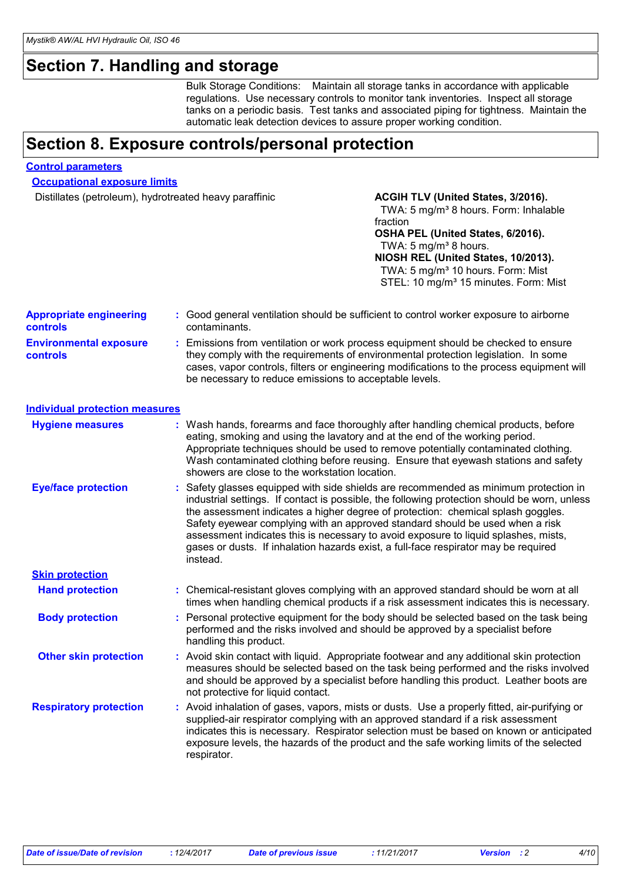## Section 7. Handling and storage

Bulk Storage Conditions: Maintain all storage tanks in accordance with applicable regulations. Use necessary controls to monitor tank inventories. Inspect all storage tanks on a periodic basis. Test tanks and associated piping for tightness. Maintain the automatic leak detection devices to assure proper working condition.

## Section 8. Exposure controls/personal protection

### Control parameters

#### Occupational exposure limits

| | |
|---|---|
| Distillates (petroleum), hydrotreated heavy paraffinic | **ACGIH TLV (United States, 3/2016).**<br>TWA: 5 mg/m³ 8 hours. Form: Inhalable fraction<br>**OSHA PEL (United States, 6/2016).**<br>TWA: 5 mg/m³ 8 hours.<br>**NIOSH REL (United States, 10/2013).**<br>TWA: 5 mg/m³ 10 hours. Form: Mist<br>STEL: 10 mg/m³ 15 minutes. Form: Mist |

**Appropriate engineering controls** : Good general ventilation should be sufficient to control worker exposure to airborne contaminants.

**Environmental exposure controls** : Emissions from ventilation or work process equipment should be checked to ensure they comply with the requirements of environmental protection legislation. In some cases, vapor controls, filters or engineering modifications to the process equipment will be necessary to reduce emissions to acceptable levels.

### Individual protection measures

**Hygiene measures** : Wash hands, forearms and face thoroughly after handling chemical products, before eating, smoking and using the lavatory and at the end of the working period. Appropriate techniques should be used to remove potentially contaminated clothing. Wash contaminated clothing before reusing. Ensure that eyewash stations and safety showers are close to the workstation location.

**Eye/face protection** : Safety glasses equipped with side shields are recommended as minimum protection in industrial settings. If contact is possible, the following protection should be worn, unless the assessment indicates a higher degree of protection: chemical splash goggles. Safety eyewear complying with an approved standard should be used when a risk assessment indicates this is necessary to avoid exposure to liquid splashes, mists, gases or dusts. If inhalation hazards exist, a full-face respirator may be required instead.

#### Skin protection

**Hand protection** : Chemical-resistant gloves complying with an approved standard should be worn at all times when handling chemical products if a risk assessment indicates this is necessary.

**Body protection** : Personal protective equipment for the body should be selected based on the task being performed and the risks involved and should be approved by a specialist before handling this product.

**Other skin protection** : Avoid skin contact with liquid. Appropriate footwear and any additional skin protection measures should be selected based on the task being performed and the risks involved and should be approved by a specialist before handling this product. Leather boots are not protective for liquid contact.

**Respiratory protection** : Avoid inhalation of gases, vapors, mists or dusts. Use a properly fitted, air-purifying or supplied-air respirator complying with an approved standard if a risk assessment indicates this is necessary. Respirator selection must be based on known or anticipated exposure levels, the hazards of the product and the safe working limits of the selected respirator.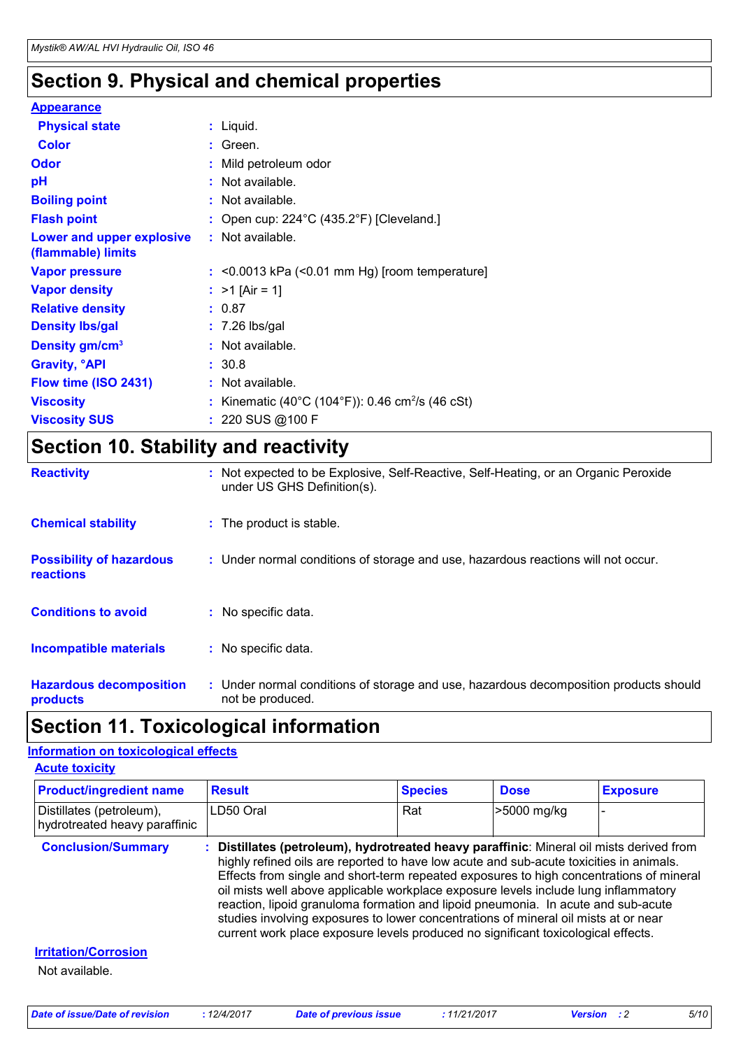# Section 9. Physical and chemical properties

**Appearance**

| | |
|---|---|
| **Physical state** | : Liquid. |
| **Color** | : Green. |
| **Odor** | : Mild petroleum odor |
| **pH** | : Not available. |
| **Boiling point** | : Not available. |
| **Flash point** | : Open cup: 224°C (435.2°F) [Cleveland.] |
| **Lower and upper explosive (flammable) limits** | : Not available. |
| **Vapor pressure** | : <0.0013 kPa (<0.01 mm Hg) [room temperature] |
| **Vapor density** | : >1 [Air = 1] |
| **Relative density** | : 0.87 |
| **Density lbs/gal** | : 7.26 lbs/gal |
| **Density gm/cm$^3$** | : Not available. |
| **Gravity, °API** | : 30.8 |
| **Flow time (ISO 2431)** | : Not available. |
| **Viscosity** | : Kinematic (40°C (104°F)): 0.46 cm$^2$/s (46 cSt) |
| **Viscosity SUS** | : 220 SUS @100 F |

# Section 10. Stability and reactivity

| | |
|---|---|
| **Reactivity** | : Not expected to be Explosive, Self-Reactive, Self-Heating, or an Organic Peroxide under US GHS Definition(s). |
| **Chemical stability** | : The product is stable. |
| **Possibility of hazardous reactions** | : Under normal conditions of storage and use, hazardous reactions will not occur. |
| **Conditions to avoid** | : No specific data. |
| **Incompatible materials** | : No specific data. |
| **Hazardous decomposition products** | : Under normal conditions of storage and use, hazardous decomposition products should not be produced. |

# Section 11. Toxicological information

**Information on toxicological effects**

**Acute toxicity**

| Product/ingredient name | Result | Species | Dose | Exposure |
|---|---|---|---|---|
| Distillates (petroleum), hydrotreated heavy paraffinic | LD50 Oral | Rat | >5000 mg/kg | - |

**Conclusion/Summary** : **Distillates (petroleum), hydrotreated heavy paraffinic**: Mineral oil mists derived from highly refined oils are reported to have low acute and sub-acute toxicities in animals. Effects from single and short-term repeated exposures to high concentrations of mineral oil mists well above applicable workplace exposure levels include lung inflammatory reaction, lipoid granuloma formation and lipoid pneumonia. In acute and sub-acute studies involving exposures to lower concentrations of mineral oil mists at or near current work place exposure levels produced no significant toxicological effects.

**Irritation/Corrosion**

Not available.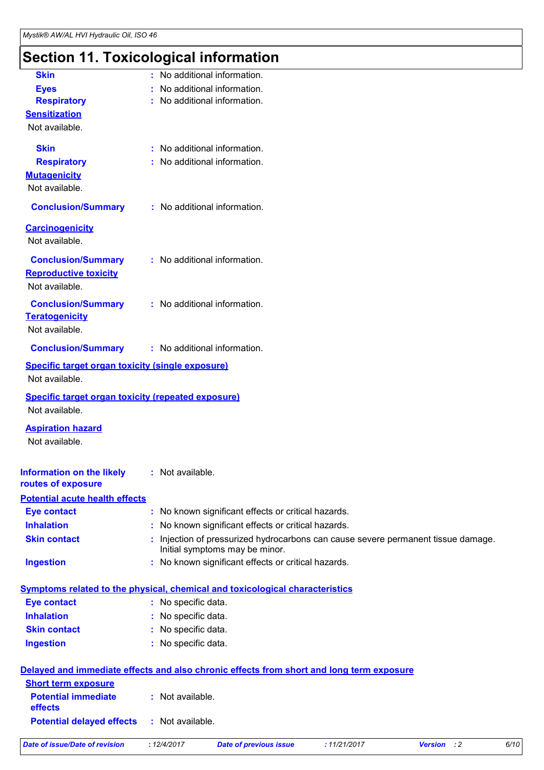# Section 11. Toxicological information

**Skin** : No additional information.

**Eyes** : No additional information.

**Respiratory** : No additional information.

**Sensitization**

Not available.

**Skin** : No additional information.

**Respiratory** : No additional information.

**Mutagenicity**

Not available.

**Conclusion/Summary** : No additional information.

**Carcinogenicity**

Not available.

**Conclusion/Summary** : No additional information.

**Reproductive toxicity**

Not available.

**Conclusion/Summary** : No additional information.

**Teratogenicity**

Not available.

**Conclusion/Summary** : No additional information.

**Specific target organ toxicity (single exposure)**

Not available.

**Specific target organ toxicity (repeated exposure)**

Not available.

**Aspiration hazard**

Not available.

**Information on the likely routes of exposure** : Not available.

**Potential acute health effects**

**Eye contact** : No known significant effects or critical hazards.

**Inhalation** : No known significant effects or critical hazards.

**Skin contact** : Injection of pressurized hydrocarbons can cause severe permanent tissue damage. Initial symptoms may be minor.

**Ingestion** : No known significant effects or critical hazards.

**Symptoms related to the physical, chemical and toxicological characteristics**

**Eye contact** : No specific data.

**Inhalation** : No specific data.

**Skin contact** : No specific data.

**Ingestion** : No specific data.

**Delayed and immediate effects and also chronic effects from short and long term exposure**

**Short term exposure**

**Potential immediate effects** : Not available.

**Potential delayed effects** : Not available.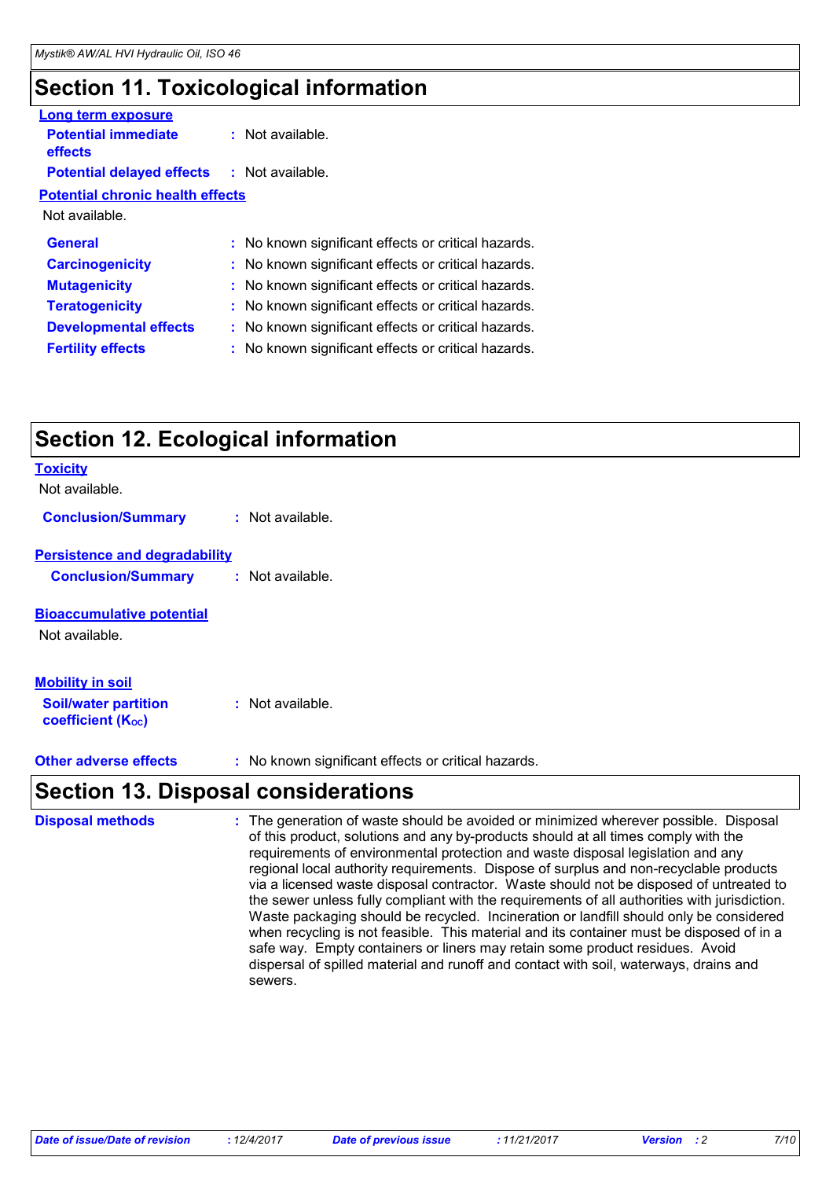# Section 11. Toxicological information

**Long term exposure**

**Potential immediate effects** : Not available.

**Potential delayed effects** : Not available.

**Potential chronic health effects**

Not available.

**General** : No known significant effects or critical hazards.

**Carcinogenicity** : No known significant effects or critical hazards.

**Mutagenicity** : No known significant effects or critical hazards.

**Teratogenicity** : No known significant effects or critical hazards.

**Developmental effects** : No known significant effects or critical hazards.

**Fertility effects** : No known significant effects or critical hazards.

# Section 12. Ecological information

**Toxicity**

Not available.

**Conclusion/Summary** : Not available.

**Persistence and degradability**

**Conclusion/Summary** : Not available.

**Bioaccumulative potential**

Not available.

**Mobility in soil**

**Soil/water partition coefficient ($K_{OC}$)** : Not available.

**Other adverse effects** : No known significant effects or critical hazards.

# Section 13. Disposal considerations

**Disposal methods** : The generation of waste should be avoided or minimized wherever possible. Disposal of this product, solutions and any by-products should at all times comply with the requirements of environmental protection and waste disposal legislation and any regional local authority requirements. Dispose of surplus and non-recyclable products via a licensed waste disposal contractor. Waste should not be disposed of untreated to the sewer unless fully compliant with the requirements of all authorities with jurisdiction. Waste packaging should be recycled. Incineration or landfill should only be considered when recycling is not feasible. This material and its container must be disposed of in a safe way. Empty containers or liners may retain some product residues. Avoid dispersal of spilled material and runoff and contact with soil, waterways, drains and sewers.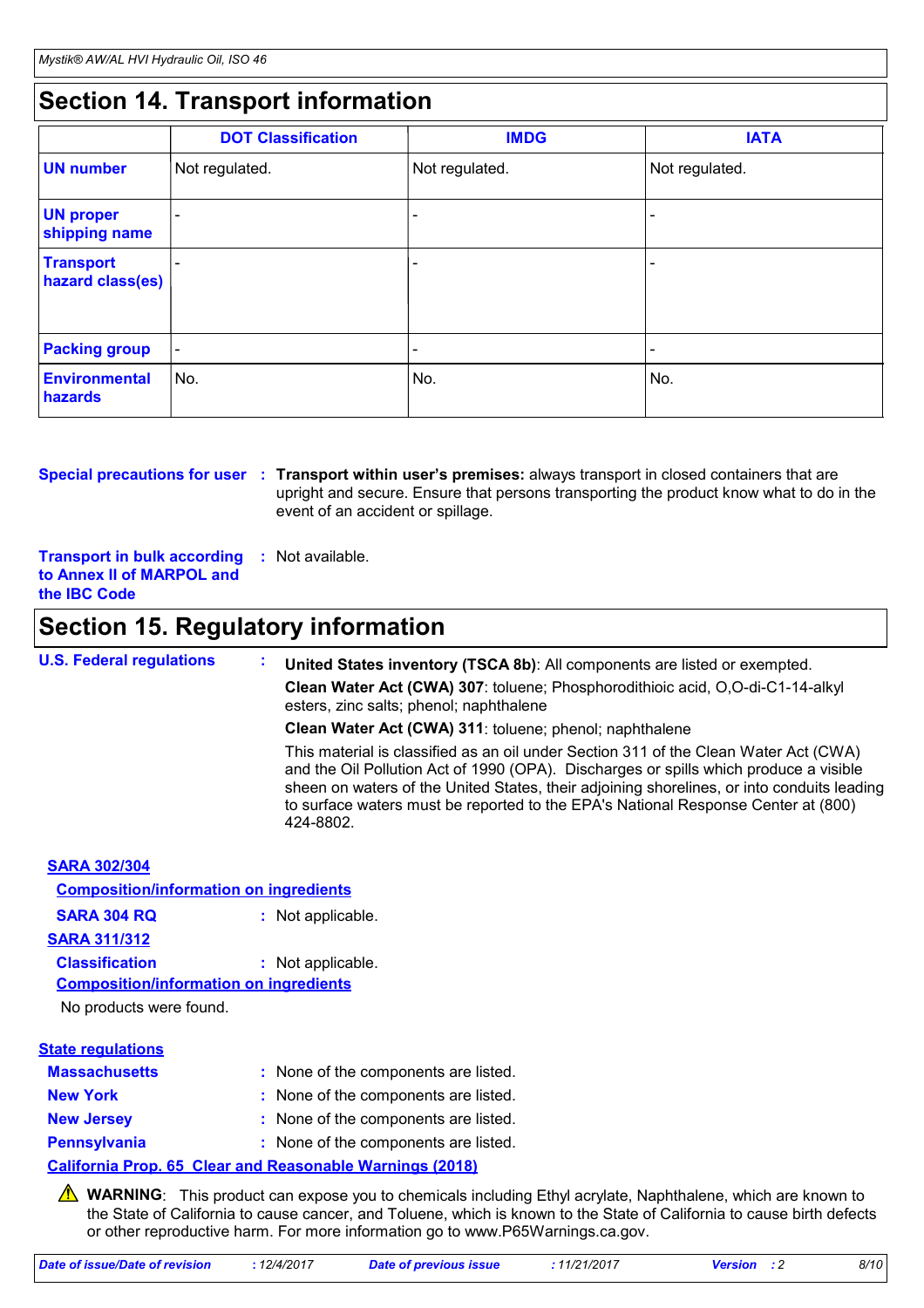## Section 14. Transport information

| | DOT Classification | IMDG | IATA |
|---|---|---|---|
| **UN number** | Not regulated. | Not regulated. | Not regulated. |
| **UN proper shipping name** | - | - | - |
| **Transport hazard class(es)** | - | - | - |
| **Packing group** | - | - | - |
| **Environmental hazards** | No. | No. | No. |

**Special precautions for user** : **Transport within user's premises:** always transport in closed containers that are upright and secure. Ensure that persons transporting the product know what to do in the event of an accident or spillage.

**Transport in bulk according to Annex II of MARPOL and the IBC Code** : Not available.

## Section 15. Regulatory information

**U.S. Federal regulations** : **United States inventory (TSCA 8b)**: All components are listed or exempted.

**Clean Water Act (CWA) 307**: toluene; Phosphorodithioic acid, O,O-di-C1-14-alkyl esters, zinc salts; phenol; naphthalene

**Clean Water Act (CWA) 311**: toluene; phenol; naphthalene

This material is classified as an oil under Section 311 of the Clean Water Act (CWA) and the Oil Pollution Act of 1990 (OPA). Discharges or spills which produce a visible sheen on waters of the United States, their adjoining shorelines, or into conduits leading to surface waters must be reported to the EPA's National Response Center at (800) 424-8802.

**SARA 302/304**

**Composition/information on ingredients**

**SARA 304 RQ** : Not applicable.

**SARA 311/312**

**Classification** : Not applicable.

**Composition/information on ingredients**

No products were found.

**State regulations**

**Massachusetts** : None of the components are listed.

**New York** : None of the components are listed.

**New Jersey** : None of the components are listed.

**Pennsylvania** : None of the components are listed.

**California Prop. 65 Clear and Reasonable Warnings (2018)**

⚠ **WARNING**: This product can expose you to chemicals including Ethyl acrylate, Naphthalene, which are known to the State of California to cause cancer, and Toluene, which is known to the State of California to cause birth defects or other reproductive harm. For more information go to www.P65Warnings.ca.gov.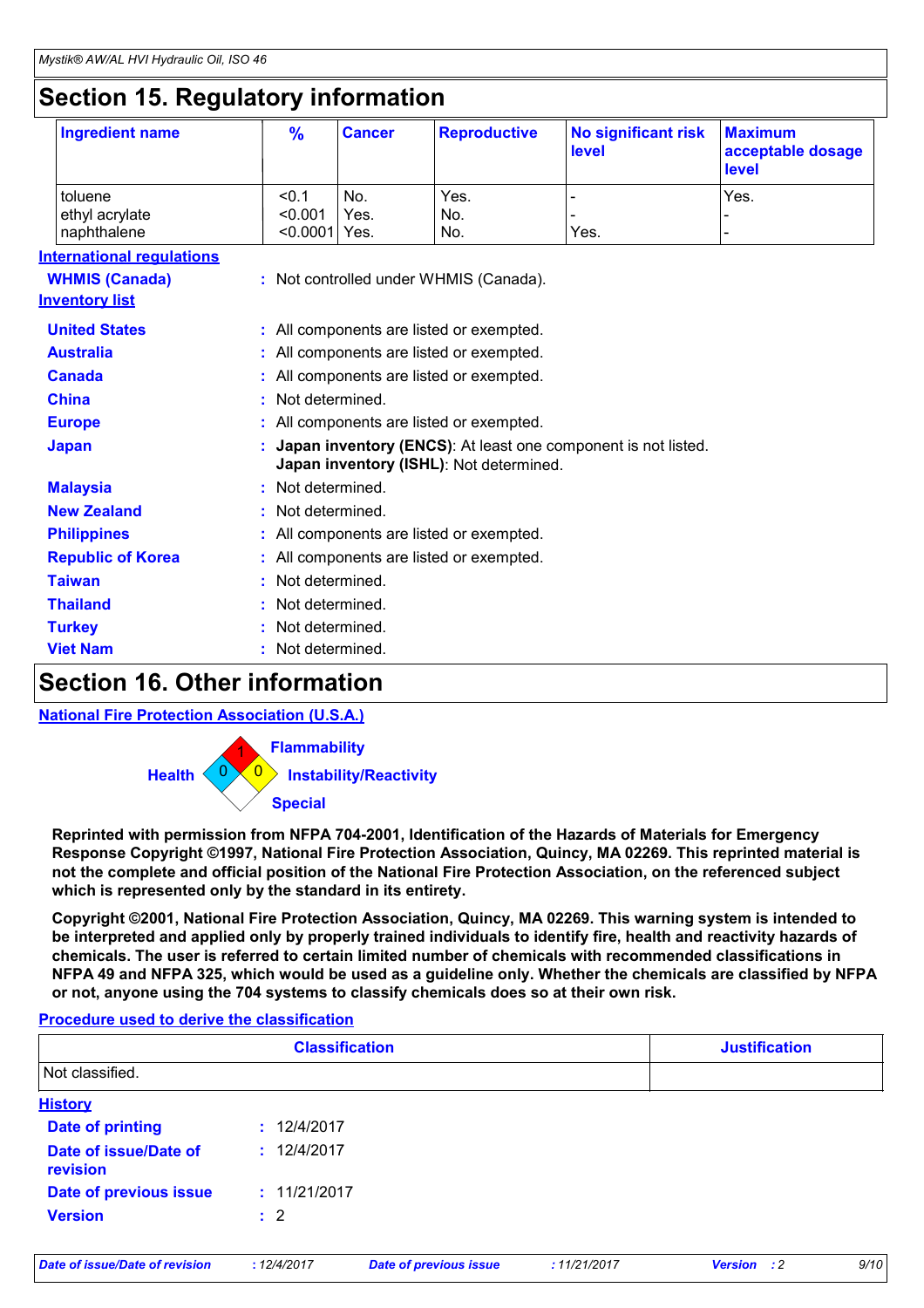# Section 15. Regulatory information

| Ingredient name | % | Cancer | Reproductive | No significant risk level | Maximum acceptable dosage level |
|---|---|---|---|---|---|
| toluene | <0.1 | No. | Yes. | - | Yes. |
| ethyl acrylate | <0.001 | Yes. | No. | - | - |
| naphthalene | <0.0001 | Yes. | No. | Yes. | - |

**International regulations**

**WHMIS (Canada)** : Not controlled under WHMIS (Canada).

**Inventory list**

**United States** : All components are listed or exempted.

**Australia** : All components are listed or exempted.

**Canada** : All components are listed or exempted.

**China** : Not determined.

**Europe** : All components are listed or exempted.

**Japan** : **Japan inventory (ENCS)**: At least one component is not listed.
**Japan inventory (ISHL)**: Not determined.

**Malaysia** : Not determined.

**New Zealand** : Not determined.

**Philippines** : All components are listed or exempted.

**Republic of Korea** : All components are listed or exempted.

**Taiwan** : Not determined.

**Thailand** : Not determined.

**Turkey** : Not determined.

**Viet Nam** : Not determined.

# Section 16. Other information

**National Fire Protection Association (U.S.A.)**

Flammability: 1
Health: 0
Instability/Reactivity: 0
Special

**Reprinted with permission from NFPA 704-2001, Identification of the Hazards of Materials for Emergency Response Copyright ©1997, National Fire Protection Association, Quincy, MA 02269. This reprinted material is not the complete and official position of the National Fire Protection Association, on the referenced subject which is represented only by the standard in its entirety.**

**Copyright ©2001, National Fire Protection Association, Quincy, MA 02269. This warning system is intended to be interpreted and applied only by properly trained individuals to identify fire, health and reactivity hazards of chemicals. The user is referred to certain limited number of chemicals with recommended classifications in NFPA 49 and NFPA 325, which would be used as a guideline only. Whether the chemicals are classified by NFPA or not, anyone using the 704 systems to classify chemicals does so at their own risk.**

**Procedure used to derive the classification**

| Classification | Justification |
|---|---|
| Not classified. | |

**History**

**Date of printing** : 12/4/2017

**Date of issue/Date of revision** : 12/4/2017

**Date of previous issue** : 11/21/2017

**Version** : 2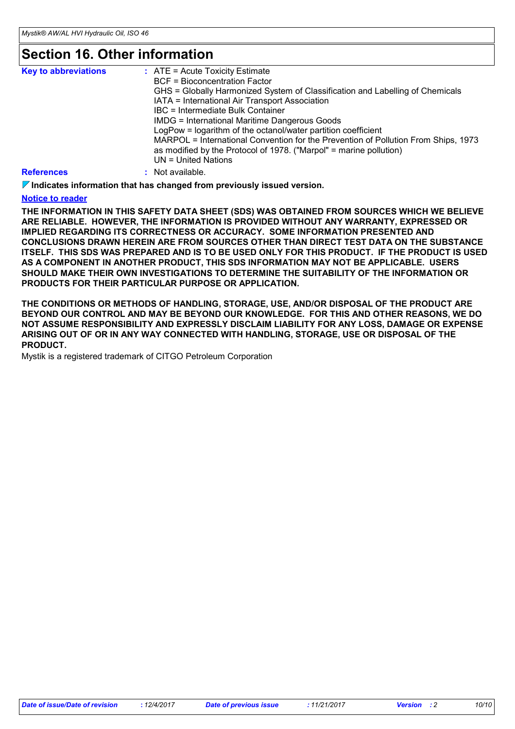# Section 16. Other information

**Key to abbreviations** : ATE = Acute Toxicity Estimate
BCF = Bioconcentration Factor
GHS = Globally Harmonized System of Classification and Labelling of Chemicals
IATA = International Air Transport Association
IBC = Intermediate Bulk Container
IMDG = International Maritime Dangerous Goods
LogPow = logarithm of the octanol/water partition coefficient
MARPOL = International Convention for the Prevention of Pollution From Ships, 1973 as modified by the Protocol of 1978. ("Marpol" = marine pollution)
UN = United Nations

**References** : Not available.

**Indicates information that has changed from previously issued version.**

**Notice to reader**

**THE INFORMATION IN THIS SAFETY DATA SHEET (SDS) WAS OBTAINED FROM SOURCES WHICH WE BELIEVE ARE RELIABLE. HOWEVER, THE INFORMATION IS PROVIDED WITHOUT ANY WARRANTY, EXPRESSED OR IMPLIED REGARDING ITS CORRECTNESS OR ACCURACY. SOME INFORMATION PRESENTED AND CONCLUSIONS DRAWN HEREIN ARE FROM SOURCES OTHER THAN DIRECT TEST DATA ON THE SUBSTANCE ITSELF. THIS SDS WAS PREPARED AND IS TO BE USED ONLY FOR THIS PRODUCT. IF THE PRODUCT IS USED AS A COMPONENT IN ANOTHER PRODUCT, THIS SDS INFORMATION MAY NOT BE APPLICABLE. USERS SHOULD MAKE THEIR OWN INVESTIGATIONS TO DETERMINE THE SUITABILITY OF THE INFORMATION OR PRODUCTS FOR THEIR PARTICULAR PURPOSE OR APPLICATION.**

**THE CONDITIONS OR METHODS OF HANDLING, STORAGE, USE, AND/OR DISPOSAL OF THE PRODUCT ARE BEYOND OUR CONTROL AND MAY BE BEYOND OUR KNOWLEDGE. FOR THIS AND OTHER REASONS, WE DO NOT ASSUME RESPONSIBILITY AND EXPRESSLY DISCLAIM LIABILITY FOR ANY LOSS, DAMAGE OR EXPENSE ARISING OUT OF OR IN ANY WAY CONNECTED WITH HANDLING, STORAGE, USE OR DISPOSAL OF THE PRODUCT.**

Mystik is a registered trademark of CITGO Petroleum Corporation